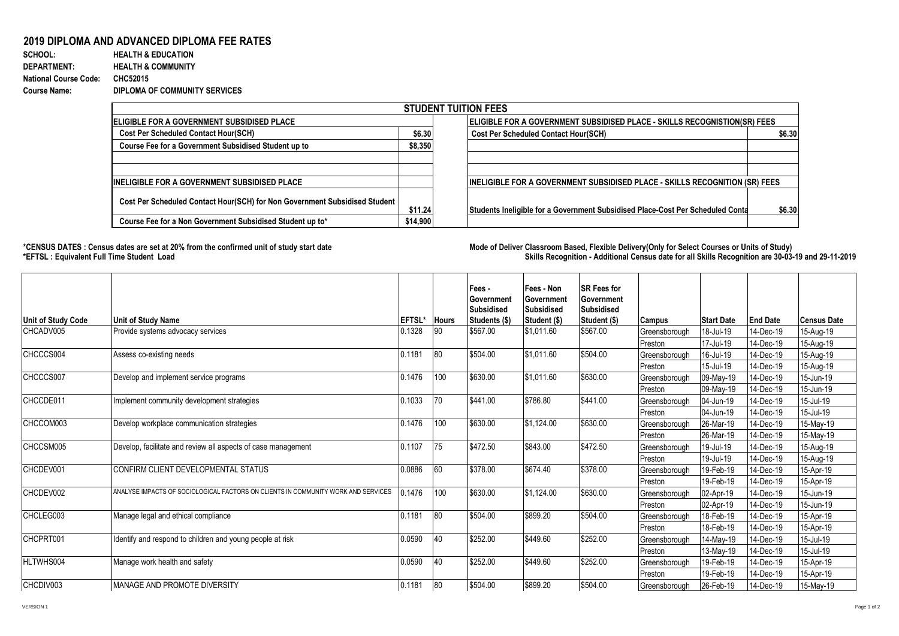# 2019 DIPLOMA AND ADVANCED DIPLOMA FEE RATES

**SCHOOL:** HEALTH & EDUCATION
**DEPARTMENT:** HEALTH & COMMUNITY
**National Course Code:** CHC52015
**Course Name:** DIPLOMA OF COMMUNITY SERVICES

| STUDENT TUITION FEES | | | |
|---|---|---|---|
| **ELIGIBLE FOR A GOVERNMENT SUBSIDISED PLACE** | | **ELIGIBLE FOR A GOVERNMENT SUBSIDISED PLACE - SKILLS RECOGNISTION(SR) FEES** | |
| Cost Per Scheduled Contact Hour(SCH) | $6.30 | Cost Per Scheduled Contact Hour(SCH) | $6.30 |
| Course Fee for a Government Subsidised Student up to | $8,350 | | |
| | | | |
| | | | |
| **INELIGIBLE FOR A GOVERNMENT SUBSIDISED PLACE** | | **INELIGIBLE FOR A GOVERNMENT SUBSIDISED PLACE - SKILLS RECOGNITION (SR) FEES** | |
| Cost Per Scheduled Contact Hour(SCH) for Non Government Subsidised Student | $11.24 | Students Ineligible for a Government Subsidised Place-Cost Per Scheduled Conta | $6.30 |
| Course Fee for a Non Government Subsidised Student up to* | $14,900 | | |

**\*CENSUS DATES : Census dates are set at 20% from the confirmed unit of study start date**
**\*EFTSL : Equivalent Full Time Student Load**

**Mode of Deliver Classroom Based, Flexible Delivery(Only for Select Courses or Units of Study)**
**Skills Recognition - Additional Census date for all Skills Recognition are 30-03-19 and 29-11-2019**

| Unit of Study Code | Unit of Study Name | EFTSL* | Hours | Fees - Government Subsidised Students ($) | Fees - Non Government Subsidised Student ($) | SR Fees for Government Subsidised Student ($) | Campus | Start Date | End Date | Census Date |
|---|---|---|---|---|---|---|---|---|---|---|
| CHCADV005 | Provide systems advocacy services | 0.1328 | 90 | $567.00 | $1,011.60 | $567.00 | Greensborough | 18-Jul-19 | 14-Dec-19 | 15-Aug-19 |
| | | | | | | | Preston | 17-Jul-19 | 14-Dec-19 | 15-Aug-19 |
| CHCCCS004 | Assess co-existing needs | 0.1181 | 80 | $504.00 | $1,011.60 | $504.00 | Greensborough | 16-Jul-19 | 14-Dec-19 | 15-Aug-19 |
| | | | | | | | Preston | 15-Jul-19 | 14-Dec-19 | 15-Aug-19 |
| CHCCCS007 | Develop and implement service programs | 0.1476 | 100 | $630.00 | $1,011.60 | $630.00 | Greensborough | 09-May-19 | 14-Dec-19 | 15-Jun-19 |
| | | | | | | | Preston | 09-May-19 | 14-Dec-19 | 15-Jun-19 |
| CHCCDE011 | Implement community development strategies | 0.1033 | 70 | $441.00 | $786.80 | $441.00 | Greensborough | 04-Jun-19 | 14-Dec-19 | 15-Jul-19 |
| | | | | | | | Preston | 04-Jun-19 | 14-Dec-19 | 15-Jul-19 |
| CHCCOM003 | Develop workplace communication strategies | 0.1476 | 100 | $630.00 | $1,124.00 | $630.00 | Greensborough | 26-Mar-19 | 14-Dec-19 | 15-May-19 |
| | | | | | | | Preston | 26-Mar-19 | 14-Dec-19 | 15-May-19 |
| CHCCSM005 | Develop, facilitate and review all aspects of case management | 0.1107 | 75 | $472.50 | $843.00 | $472.50 | Greensborough | 19-Jul-19 | 14-Dec-19 | 15-Aug-19 |
| | | | | | | | Preston | 19-Jul-19 | 14-Dec-19 | 15-Aug-19 |
| CHCDEV001 | CONFIRM CLIENT DEVELOPMENTAL STATUS | 0.0886 | 60 | $378.00 | $674.40 | $378.00 | Greensborough | 19-Feb-19 | 14-Dec-19 | 15-Apr-19 |
| | | | | | | | Preston | 19-Feb-19 | 14-Dec-19 | 15-Apr-19 |
| CHCDEV002 | ANALYSE IMPACTS OF SOCIOLOGICAL FACTORS ON CLIENTS IN COMMUNITY WORK AND SERVICES | 0.1476 | 100 | $630.00 | $1,124.00 | $630.00 | Greensborough | 02-Apr-19 | 14-Dec-19 | 15-Jun-19 |
| | | | | | | | Preston | 02-Apr-19 | 14-Dec-19 | 15-Jun-19 |
| CHCLEG003 | Manage legal and ethical compliance | 0.1181 | 80 | $504.00 | $899.20 | $504.00 | Greensborough | 18-Feb-19 | 14-Dec-19 | 15-Apr-19 |
| | | | | | | | Preston | 18-Feb-19 | 14-Dec-19 | 15-Apr-19 |
| CHCPRT001 | Identify and respond to children and young people at risk | 0.0590 | 40 | $252.00 | $449.60 | $252.00 | Greensborough | 14-May-19 | 14-Dec-19 | 15-Jul-19 |
| | | | | | | | Preston | 13-May-19 | 14-Dec-19 | 15-Jul-19 |
| HLTWHS004 | Manage work health and safety | 0.0590 | 40 | $252.00 | $449.60 | $252.00 | Greensborough | 19-Feb-19 | 14-Dec-19 | 15-Apr-19 |
| | | | | | | | Preston | 19-Feb-19 | 14-Dec-19 | 15-Apr-19 |
| CHCDIV003 | MANAGE AND PROMOTE DIVERSITY | 0.1181 | 80 | $504.00 | $899.20 | $504.00 | Greensborough | 26-Feb-19 | 14-Dec-19 | 15-May-19 |

VERSION 1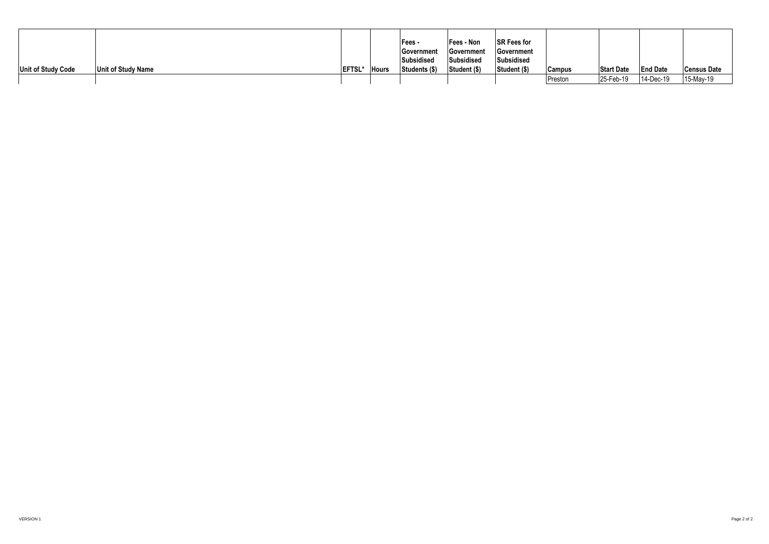| Unit of Study Code | Unit of Study Name | EFTSL* | Hours | Fees - Government Subsidised Students ($) | Fees - Non Government Subsidised Student ($) | SR Fees for Government Subsidised Student ($) | Campus | Start Date | End Date | Census Date |
|---|---|---|---|---|---|---|---|---|---|---|
| | | | | | | | Preston | 25-Feb-19 | 14-Dec-19 | 15-May-19 |

VERSION 1